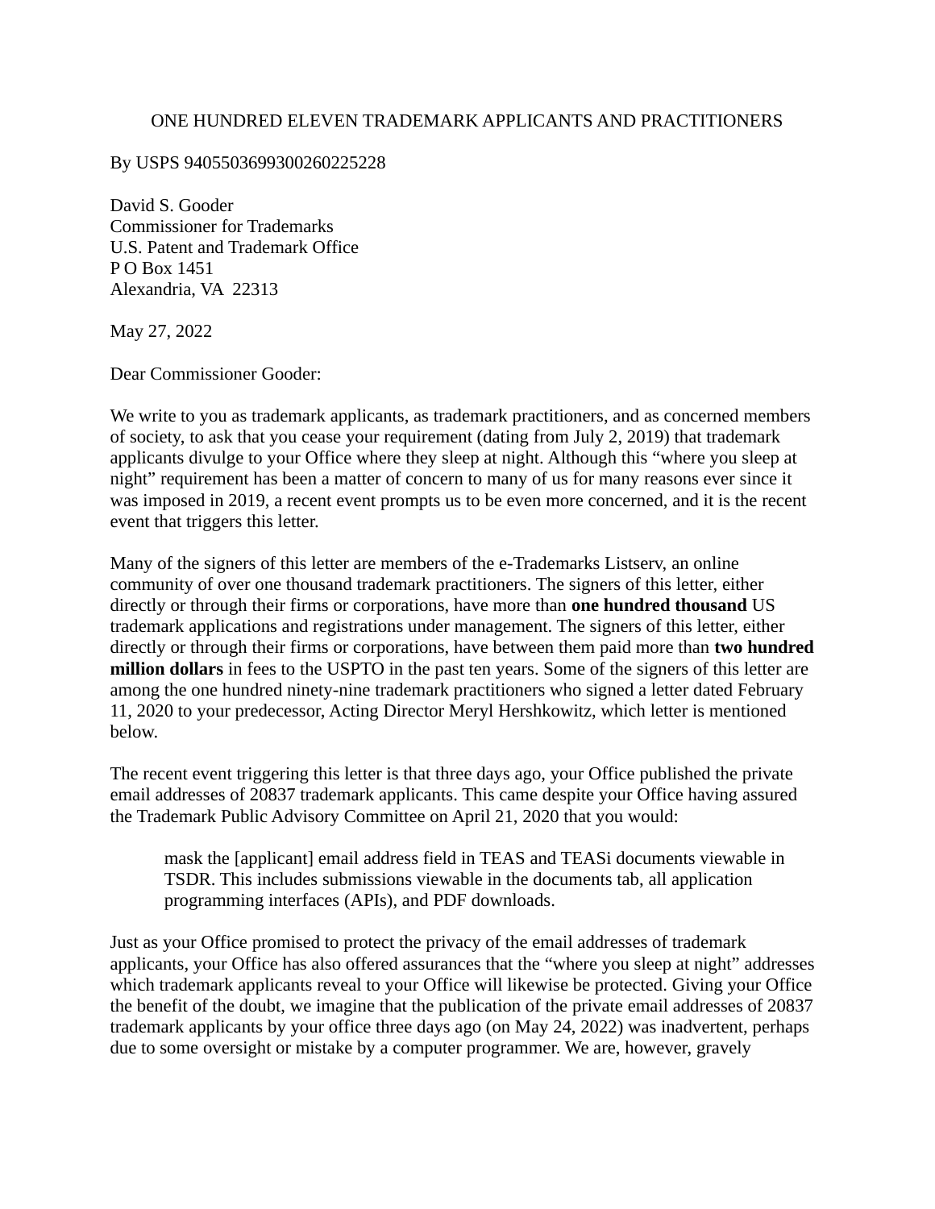ONE HUNDRED ELEVEN TRADEMARK APPLICANTS AND PRACTITIONERS

By USPS 9405503699300260225228

David S. Gooder
Commissioner for Trademarks
U.S. Patent and Trademark Office
P O Box 1451
Alexandria, VA 22313

May 27, 2022

Dear Commissioner Gooder:

We write to you as trademark applicants, as trademark practitioners, and as concerned members of society, to ask that you cease your requirement (dating from July 2, 2019) that trademark applicants divulge to your Office where they sleep at night. Although this "where you sleep at night" requirement has been a matter of concern to many of us for many reasons ever since it was imposed in 2019, a recent event prompts us to be even more concerned, and it is the recent event that triggers this letter.

Many of the signers of this letter are members of the e-Trademarks Listserv, an online community of over one thousand trademark practitioners. The signers of this letter, either directly or through their firms or corporations, have more than **one hundred thousand** US trademark applications and registrations under management. The signers of this letter, either directly or through their firms or corporations, have between them paid more than **two hundred million dollars** in fees to the USPTO in the past ten years. Some of the signers of this letter are among the one hundred ninety-nine trademark practitioners who signed a letter dated February 11, 2020 to your predecessor, Acting Director Meryl Hershkowitz, which letter is mentioned below.

The recent event triggering this letter is that three days ago, your Office published the private email addresses of 20837 trademark applicants. This came despite your Office having assured the Trademark Public Advisory Committee on April 21, 2020 that you would:

> mask the [applicant] email address field in TEAS and TEASi documents viewable in TSDR. This includes submissions viewable in the documents tab, all application programming interfaces (APIs), and PDF downloads.

Just as your Office promised to protect the privacy of the email addresses of trademark applicants, your Office has also offered assurances that the "where you sleep at night" addresses which trademark applicants reveal to your Office will likewise be protected. Giving your Office the benefit of the doubt, we imagine that the publication of the private email addresses of 20837 trademark applicants by your office three days ago (on May 24, 2022) was inadvertent, perhaps due to some oversight or mistake by a computer programmer. We are, however, gravely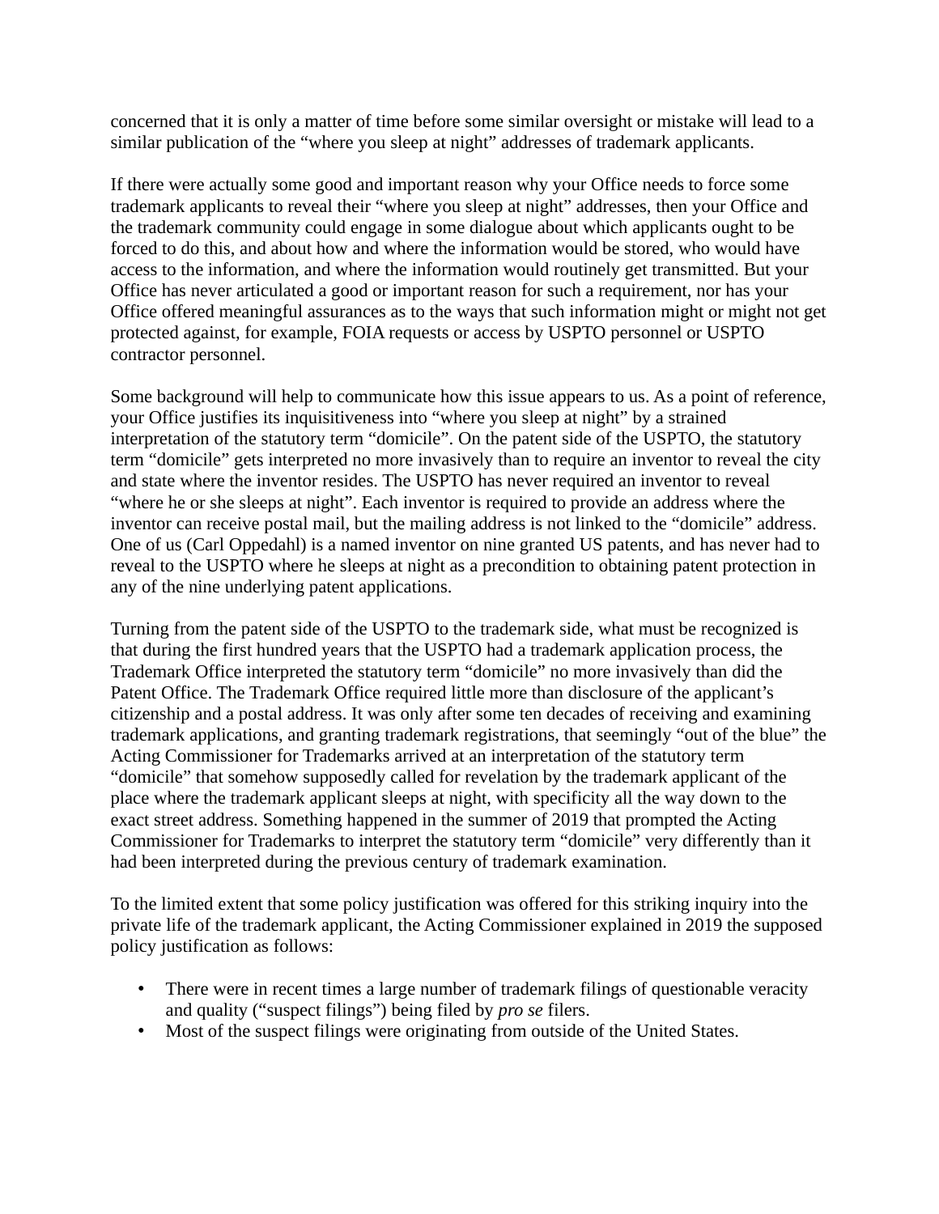concerned that it is only a matter of time before some similar oversight or mistake will lead to a similar publication of the "where you sleep at night" addresses of trademark applicants.

If there were actually some good and important reason why your Office needs to force some trademark applicants to reveal their "where you sleep at night" addresses, then your Office and the trademark community could engage in some dialogue about which applicants ought to be forced to do this, and about how and where the information would be stored, who would have access to the information, and where the information would routinely get transmitted. But your Office has never articulated a good or important reason for such a requirement, nor has your Office offered meaningful assurances as to the ways that such information might or might not get protected against, for example, FOIA requests or access by USPTO personnel or USPTO contractor personnel.

Some background will help to communicate how this issue appears to us. As a point of reference, your Office justifies its inquisitiveness into "where you sleep at night" by a strained interpretation of the statutory term "domicile". On the patent side of the USPTO, the statutory term "domicile" gets interpreted no more invasively than to require an inventor to reveal the city and state where the inventor resides. The USPTO has never required an inventor to reveal "where he or she sleeps at night". Each inventor is required to provide an address where the inventor can receive postal mail, but the mailing address is not linked to the "domicile" address. One of us (Carl Oppedahl) is a named inventor on nine granted US patents, and has never had to reveal to the USPTO where he sleeps at night as a precondition to obtaining patent protection in any of the nine underlying patent applications.

Turning from the patent side of the USPTO to the trademark side, what must be recognized is that during the first hundred years that the USPTO had a trademark application process, the Trademark Office interpreted the statutory term "domicile" no more invasively than did the Patent Office. The Trademark Office required little more than disclosure of the applicant's citizenship and a postal address. It was only after some ten decades of receiving and examining trademark applications, and granting trademark registrations, that seemingly "out of the blue" the Acting Commissioner for Trademarks arrived at an interpretation of the statutory term "domicile" that somehow supposedly called for revelation by the trademark applicant of the place where the trademark applicant sleeps at night, with specificity all the way down to the exact street address. Something happened in the summer of 2019 that prompted the Acting Commissioner for Trademarks to interpret the statutory term "domicile" very differently than it had been interpreted during the previous century of trademark examination.

To the limited extent that some policy justification was offered for this striking inquiry into the private life of the trademark applicant, the Acting Commissioner explained in 2019 the supposed policy justification as follows:

- There were in recent times a large number of trademark filings of questionable veracity and quality ("suspect filings") being filed by *pro se* filers.
- Most of the suspect filings were originating from outside of the United States.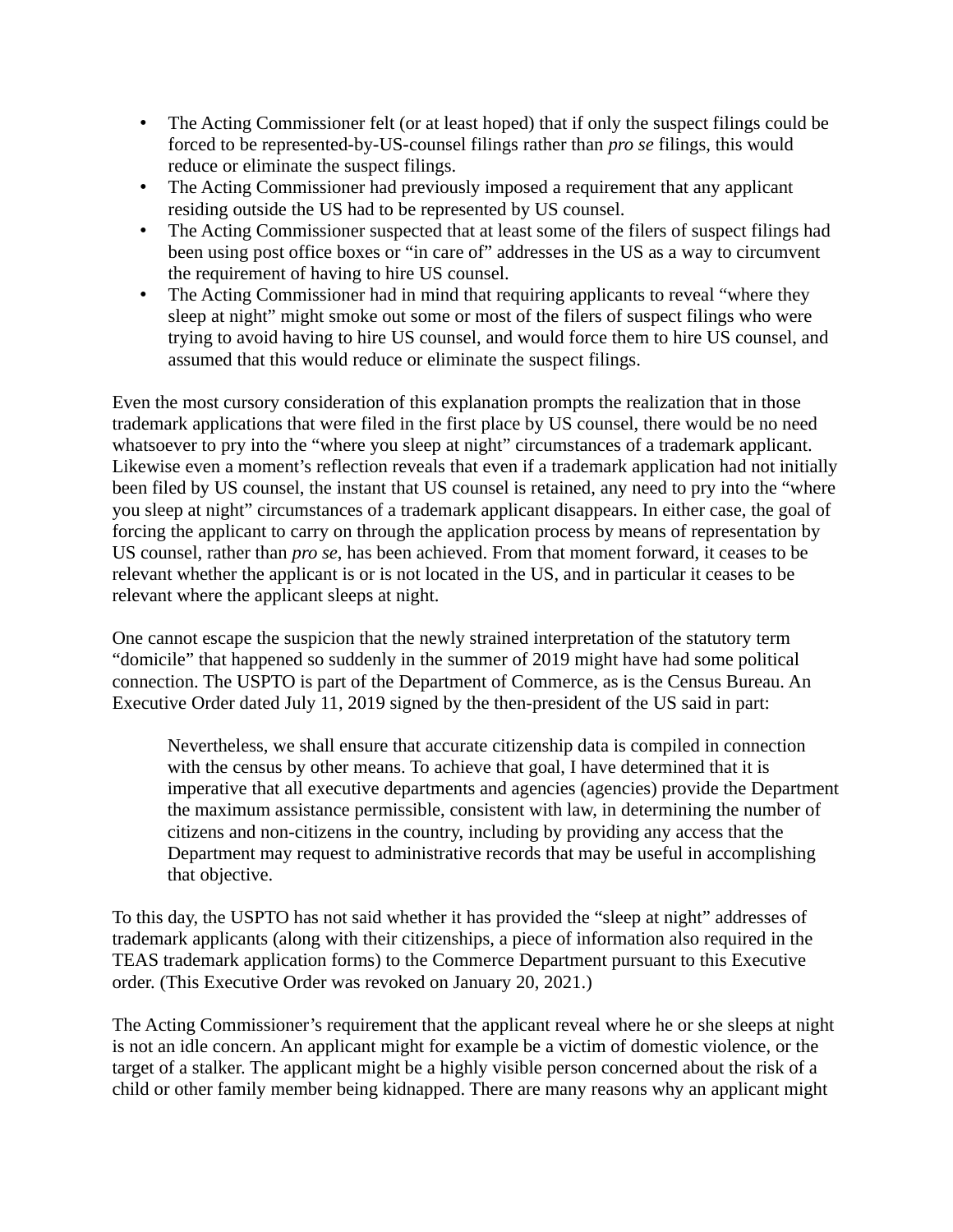- The Acting Commissioner felt (or at least hoped) that if only the suspect filings could be forced to be represented-by-US-counsel filings rather than *pro se* filings, this would reduce or eliminate the suspect filings.
- The Acting Commissioner had previously imposed a requirement that any applicant residing outside the US had to be represented by US counsel.
- The Acting Commissioner suspected that at least some of the filers of suspect filings had been using post office boxes or "in care of" addresses in the US as a way to circumvent the requirement of having to hire US counsel.
- The Acting Commissioner had in mind that requiring applicants to reveal "where they sleep at night" might smoke out some or most of the filers of suspect filings who were trying to avoid having to hire US counsel, and would force them to hire US counsel, and assumed that this would reduce or eliminate the suspect filings.

Even the most cursory consideration of this explanation prompts the realization that in those trademark applications that were filed in the first place by US counsel, there would be no need whatsoever to pry into the "where you sleep at night" circumstances of a trademark applicant. Likewise even a moment's reflection reveals that even if a trademark application had not initially been filed by US counsel, the instant that US counsel is retained, any need to pry into the "where you sleep at night" circumstances of a trademark applicant disappears. In either case, the goal of forcing the applicant to carry on through the application process by means of representation by US counsel, rather than *pro se*, has been achieved. From that moment forward, it ceases to be relevant whether the applicant is or is not located in the US, and in particular it ceases to be relevant where the applicant sleeps at night.

One cannot escape the suspicion that the newly strained interpretation of the statutory term "domicile" that happened so suddenly in the summer of 2019 might have had some political connection. The USPTO is part of the Department of Commerce, as is the Census Bureau. An Executive Order dated July 11, 2019 signed by the then-president of the US said in part:

> Nevertheless, we shall ensure that accurate citizenship data is compiled in connection with the census by other means. To achieve that goal, I have determined that it is imperative that all executive departments and agencies (agencies) provide the Department the maximum assistance permissible, consistent with law, in determining the number of citizens and non-citizens in the country, including by providing any access that the Department may request to administrative records that may be useful in accomplishing that objective.

To this day, the USPTO has not said whether it has provided the "sleep at night" addresses of trademark applicants (along with their citizenships, a piece of information also required in the TEAS trademark application forms) to the Commerce Department pursuant to this Executive order. (This Executive Order was revoked on January 20, 2021.)

The Acting Commissioner's requirement that the applicant reveal where he or she sleeps at night is not an idle concern. An applicant might for example be a victim of domestic violence, or the target of a stalker. The applicant might be a highly visible person concerned about the risk of a child or other family member being kidnapped. There are many reasons why an applicant might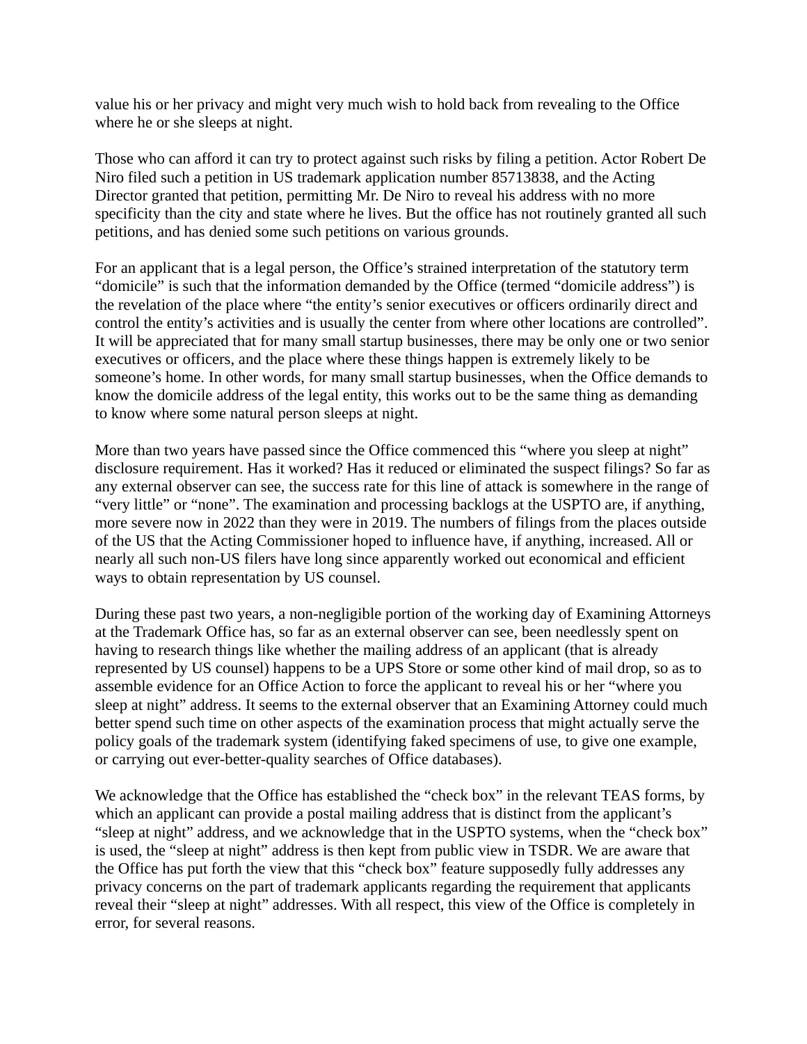value his or her privacy and might very much wish to hold back from revealing to the Office where he or she sleeps at night.

Those who can afford it can try to protect against such risks by filing a petition. Actor Robert De Niro filed such a petition in US trademark application number 85713838, and the Acting Director granted that petition, permitting Mr. De Niro to reveal his address with no more specificity than the city and state where he lives. But the office has not routinely granted all such petitions, and has denied some such petitions on various grounds.

For an applicant that is a legal person, the Office's strained interpretation of the statutory term "domicile" is such that the information demanded by the Office (termed "domicile address") is the revelation of the place where "the entity's senior executives or officers ordinarily direct and control the entity's activities and is usually the center from where other locations are controlled". It will be appreciated that for many small startup businesses, there may be only one or two senior executives or officers, and the place where these things happen is extremely likely to be someone's home. In other words, for many small startup businesses, when the Office demands to know the domicile address of the legal entity, this works out to be the same thing as demanding to know where some natural person sleeps at night.

More than two years have passed since the Office commenced this "where you sleep at night" disclosure requirement. Has it worked? Has it reduced or eliminated the suspect filings? So far as any external observer can see, the success rate for this line of attack is somewhere in the range of "very little" or "none". The examination and processing backlogs at the USPTO are, if anything, more severe now in 2022 than they were in 2019. The numbers of filings from the places outside of the US that the Acting Commissioner hoped to influence have, if anything, increased. All or nearly all such non-US filers have long since apparently worked out economical and efficient ways to obtain representation by US counsel.

During these past two years, a non-negligible portion of the working day of Examining Attorneys at the Trademark Office has, so far as an external observer can see, been needlessly spent on having to research things like whether the mailing address of an applicant (that is already represented by US counsel) happens to be a UPS Store or some other kind of mail drop, so as to assemble evidence for an Office Action to force the applicant to reveal his or her "where you sleep at night" address. It seems to the external observer that an Examining Attorney could much better spend such time on other aspects of the examination process that might actually serve the policy goals of the trademark system (identifying faked specimens of use, to give one example, or carrying out ever-better-quality searches of Office databases).

We acknowledge that the Office has established the "check box" in the relevant TEAS forms, by which an applicant can provide a postal mailing address that is distinct from the applicant's "sleep at night" address, and we acknowledge that in the USPTO systems, when the "check box" is used, the "sleep at night" address is then kept from public view in TSDR. We are aware that the Office has put forth the view that this "check box" feature supposedly fully addresses any privacy concerns on the part of trademark applicants regarding the requirement that applicants reveal their "sleep at night" addresses. With all respect, this view of the Office is completely in error, for several reasons.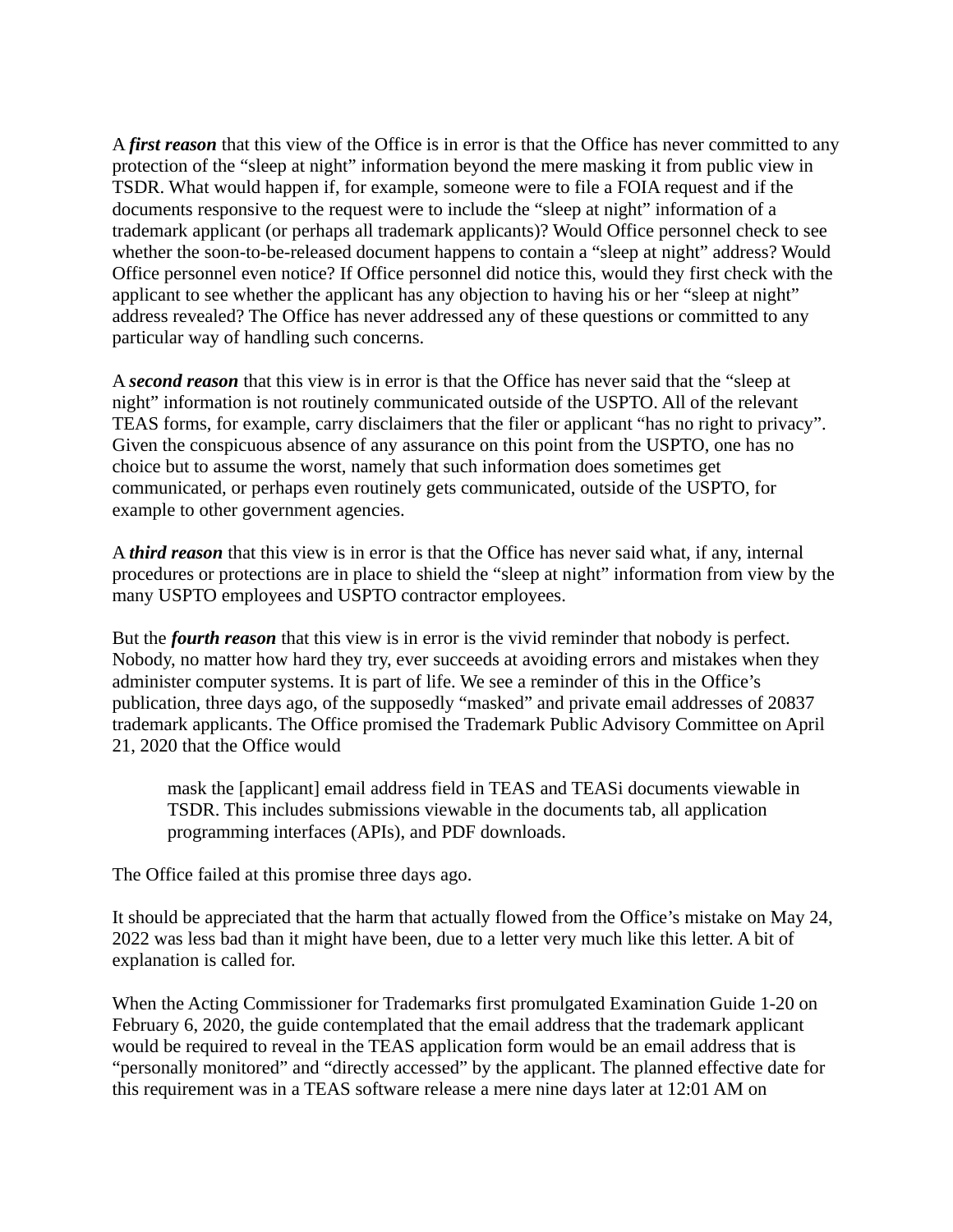A ***first reason*** that this view of the Office is in error is that the Office has never committed to any protection of the "sleep at night" information beyond the mere masking it from public view in TSDR. What would happen if, for example, someone were to file a FOIA request and if the documents responsive to the request were to include the "sleep at night" information of a trademark applicant (or perhaps all trademark applicants)? Would Office personnel check to see whether the soon-to-be-released document happens to contain a "sleep at night" address? Would Office personnel even notice? If Office personnel did notice this, would they first check with the applicant to see whether the applicant has any objection to having his or her "sleep at night" address revealed? The Office has never addressed any of these questions or committed to any particular way of handling such concerns.

A ***second reason*** that this view is in error is that the Office has never said that the "sleep at night" information is not routinely communicated outside of the USPTO. All of the relevant TEAS forms, for example, carry disclaimers that the filer or applicant "has no right to privacy". Given the conspicuous absence of any assurance on this point from the USPTO, one has no choice but to assume the worst, namely that such information does sometimes get communicated, or perhaps even routinely gets communicated, outside of the USPTO, for example to other government agencies.

A ***third reason*** that this view is in error is that the Office has never said what, if any, internal procedures or protections are in place to shield the "sleep at night" information from view by the many USPTO employees and USPTO contractor employees.

But the ***fourth reason*** that this view is in error is the vivid reminder that nobody is perfect. Nobody, no matter how hard they try, ever succeeds at avoiding errors and mistakes when they administer computer systems. It is part of life. We see a reminder of this in the Office's publication, three days ago, of the supposedly "masked" and private email addresses of 20837 trademark applicants. The Office promised the Trademark Public Advisory Committee on April 21, 2020 that the Office would

> mask the [applicant] email address field in TEAS and TEASi documents viewable in TSDR. This includes submissions viewable in the documents tab, all application programming interfaces (APIs), and PDF downloads.

The Office failed at this promise three days ago.

It should be appreciated that the harm that actually flowed from the Office's mistake on May 24, 2022 was less bad than it might have been, due to a letter very much like this letter. A bit of explanation is called for.

When the Acting Commissioner for Trademarks first promulgated Examination Guide 1-20 on February 6, 2020, the guide contemplated that the email address that the trademark applicant would be required to reveal in the TEAS application form would be an email address that is "personally monitored" and "directly accessed" by the applicant. The planned effective date for this requirement was in a TEAS software release a mere nine days later at 12:01 AM on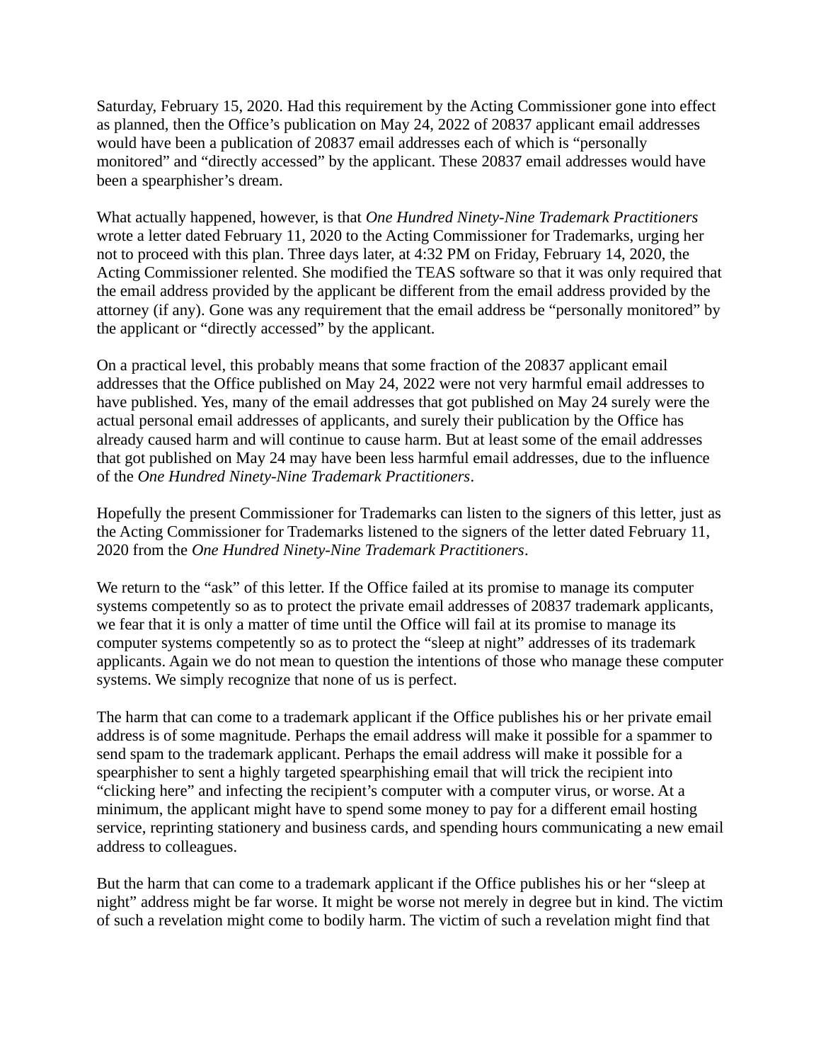Saturday, February 15, 2020. Had this requirement by the Acting Commissioner gone into effect as planned, then the Office's publication on May 24, 2022 of 20837 applicant email addresses would have been a publication of 20837 email addresses each of which is "personally monitored" and "directly accessed" by the applicant. These 20837 email addresses would have been a spearphisher's dream.

What actually happened, however, is that *One Hundred Ninety-Nine Trademark Practitioners* wrote a letter dated February 11, 2020 to the Acting Commissioner for Trademarks, urging her not to proceed with this plan. Three days later, at 4:32 PM on Friday, February 14, 2020, the Acting Commissioner relented. She modified the TEAS software so that it was only required that the email address provided by the applicant be different from the email address provided by the attorney (if any). Gone was any requirement that the email address be "personally monitored" by the applicant or "directly accessed" by the applicant.

On a practical level, this probably means that some fraction of the 20837 applicant email addresses that the Office published on May 24, 2022 were not very harmful email addresses to have published. Yes, many of the email addresses that got published on May 24 surely were the actual personal email addresses of applicants, and surely their publication by the Office has already caused harm and will continue to cause harm. But at least some of the email addresses that got published on May 24 may have been less harmful email addresses, due to the influence of the *One Hundred Ninety-Nine Trademark Practitioners*.

Hopefully the present Commissioner for Trademarks can listen to the signers of this letter, just as the Acting Commissioner for Trademarks listened to the signers of the letter dated February 11, 2020 from the *One Hundred Ninety-Nine Trademark Practitioners*.

We return to the "ask" of this letter. If the Office failed at its promise to manage its computer systems competently so as to protect the private email addresses of 20837 trademark applicants, we fear that it is only a matter of time until the Office will fail at its promise to manage its computer systems competently so as to protect the "sleep at night" addresses of its trademark applicants. Again we do not mean to question the intentions of those who manage these computer systems. We simply recognize that none of us is perfect.

The harm that can come to a trademark applicant if the Office publishes his or her private email address is of some magnitude. Perhaps the email address will make it possible for a spammer to send spam to the trademark applicant. Perhaps the email address will make it possible for a spearphisher to sent a highly targeted spearphishing email that will trick the recipient into "clicking here" and infecting the recipient's computer with a computer virus, or worse. At a minimum, the applicant might have to spend some money to pay for a different email hosting service, reprinting stationery and business cards, and spending hours communicating a new email address to colleagues.

But the harm that can come to a trademark applicant if the Office publishes his or her "sleep at night" address might be far worse. It might be worse not merely in degree but in kind. The victim of such a revelation might come to bodily harm. The victim of such a revelation might find that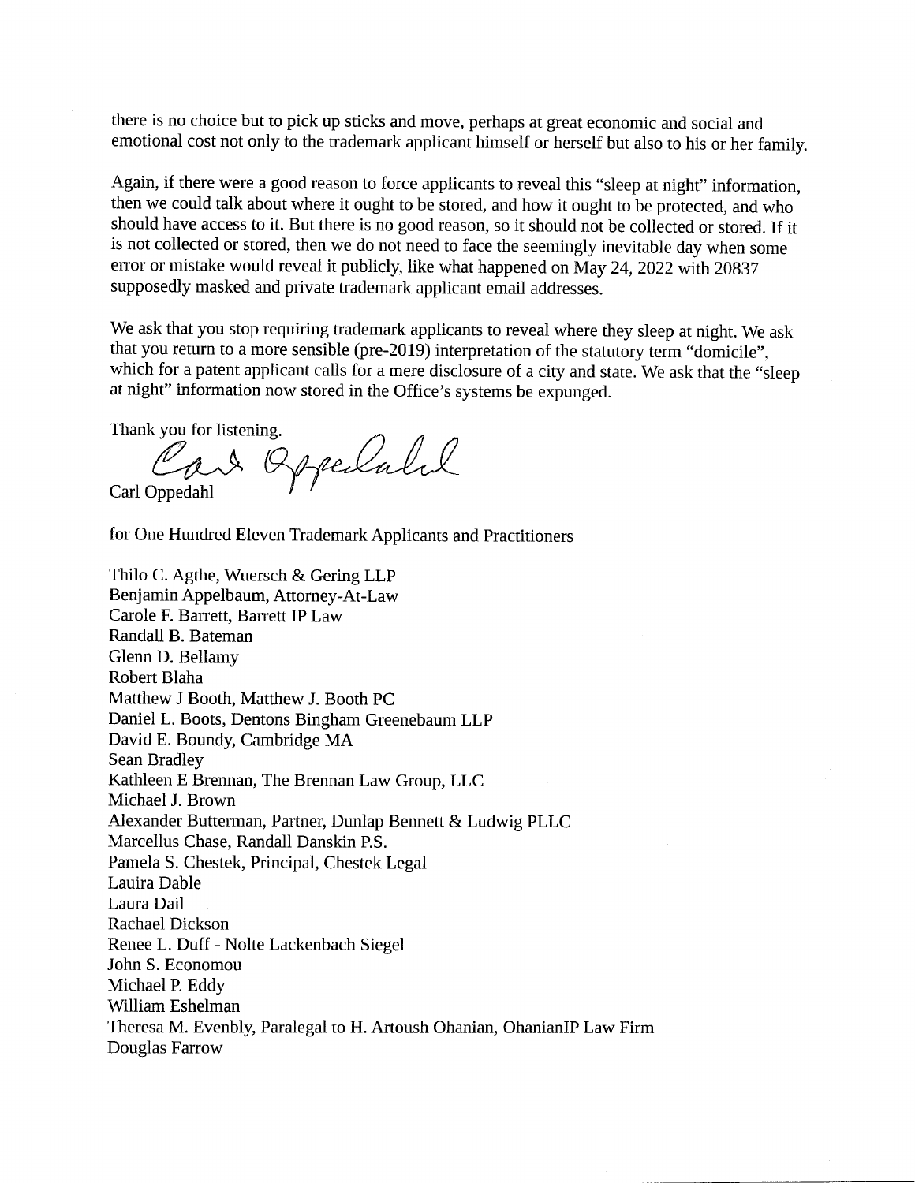there is no choice but to pick up sticks and move, perhaps at great economic and social and emotional cost not only to the trademark applicant himself or herself but also to his or her family.

Again, if there were a good reason to force applicants to reveal this "sleep at night" information, then we could talk about where it ought to be stored, and how it ought to be protected, and who should have access to it. But there is no good reason, so it should not be collected or stored. If it is not collected or stored, then we do not need to face the seemingly inevitable day when some error or mistake would reveal it publicly, like what happened on May 24, 2022 with 20837 supposedly masked and private trademark applicant email addresses.

We ask that you stop requiring trademark applicants to reveal where they sleep at night. We ask that you return to a more sensible (pre-2019) interpretation of the statutory term "domicile", which for a patent applicant calls for a mere disclosure of a city and state. We ask that the "sleep at night" information now stored in the Office's systems be expunged.

Thank you for listening.

Carl Oppedahl

for One Hundred Eleven Trademark Applicants and Practitioners

Thilo C. Agthe, Wuersch & Gering LLP
Benjamin Appelbaum, Attorney-At-Law
Carole F. Barrett, Barrett IP Law
Randall B. Bateman
Glenn D. Bellamy
Robert Blaha
Matthew J Booth, Matthew J. Booth PC
Daniel L. Boots, Dentons Bingham Greenebaum LLP
David E. Boundy, Cambridge MA
Sean Bradley
Kathleen E Brennan, The Brennan Law Group, LLC
Michael J. Brown
Alexander Butterman, Partner, Dunlap Bennett & Ludwig PLLC
Marcellus Chase, Randall Danskin P.S.
Pamela S. Chestek, Principal, Chestek Legal
Lauira Dable
Laura Dail
Rachael Dickson
Renee L. Duff - Nolte Lackenbach Siegel
John S. Economou
Michael P. Eddy
William Eshelman
Theresa M. Evenbly, Paralegal to H. Artoush Ohanian, OhanianIP Law Firm
Douglas Farrow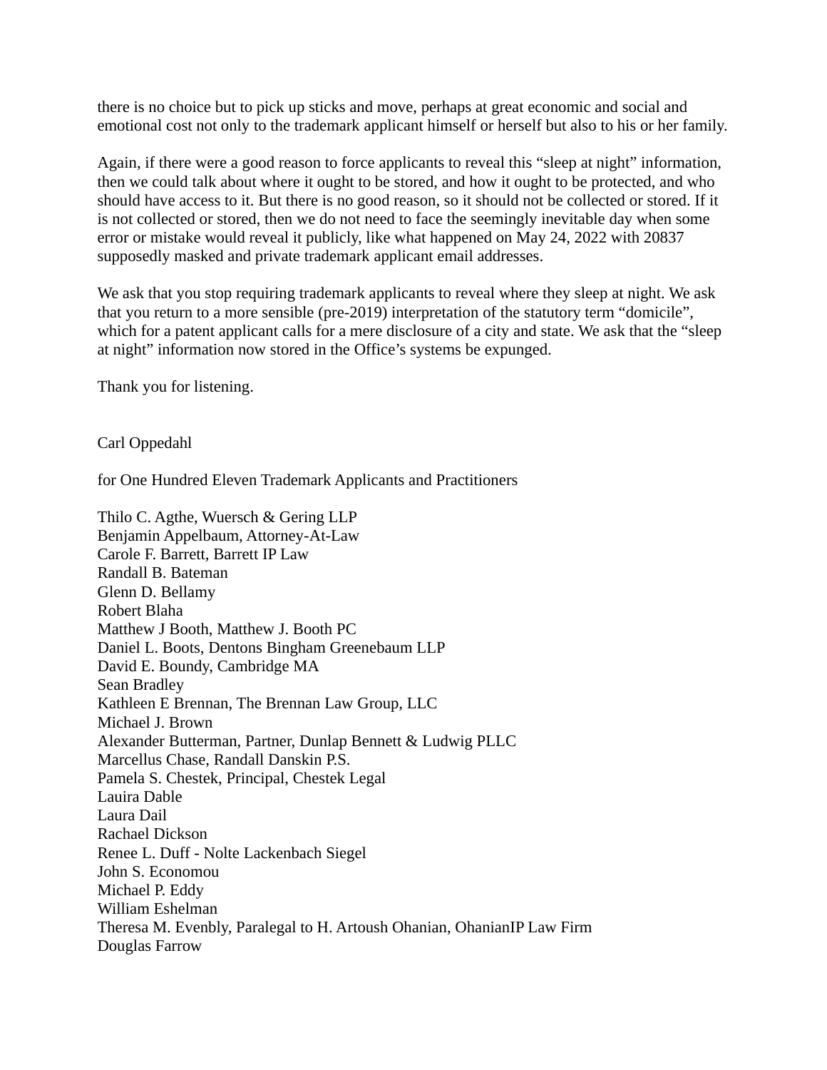there is no choice but to pick up sticks and move, perhaps at great economic and social and emotional cost not only to the trademark applicant himself or herself but also to his or her family.

Again, if there were a good reason to force applicants to reveal this “sleep at night” information, then we could talk about where it ought to be stored, and how it ought to be protected, and who should have access to it. But there is no good reason, so it should not be collected or stored. If it is not collected or stored, then we do not need to face the seemingly inevitable day when some error or mistake would reveal it publicly, like what happened on May 24, 2022 with 20837 supposedly masked and private trademark applicant email addresses.

We ask that you stop requiring trademark applicants to reveal where they sleep at night. We ask that you return to a more sensible (pre-2019) interpretation of the statutory term “domicile”, which for a patent applicant calls for a mere disclosure of a city and state. We ask that the “sleep at night” information now stored in the Office’s systems be expunged.

Thank you for listening.

Carl Oppedahl

for One Hundred Eleven Trademark Applicants and Practitioners

Thilo C. Agthe, Wuersch & Gering LLP
Benjamin Appelbaum, Attorney-At-Law
Carole F. Barrett, Barrett IP Law
Randall B. Bateman
Glenn D. Bellamy
Robert Blaha
Matthew J Booth, Matthew J. Booth PC
Daniel L. Boots, Dentons Bingham Greenebaum LLP
David E. Boundy, Cambridge MA
Sean Bradley
Kathleen E Brennan, The Brennan Law Group, LLC
Michael J. Brown
Alexander Butterman, Partner, Dunlap Bennett & Ludwig PLLC
Marcellus Chase, Randall Danskin P.S.
Pamela S. Chestek, Principal, Chestek Legal
Lauira Dable
Laura Dail
Rachael Dickson
Renee L. Duff - Nolte Lackenbach Siegel
John S. Economou
Michael P. Eddy
William Eshelman
Theresa M. Evenbly, Paralegal to H. Artoush Ohanian, OhanianIP Law Firm
Douglas Farrow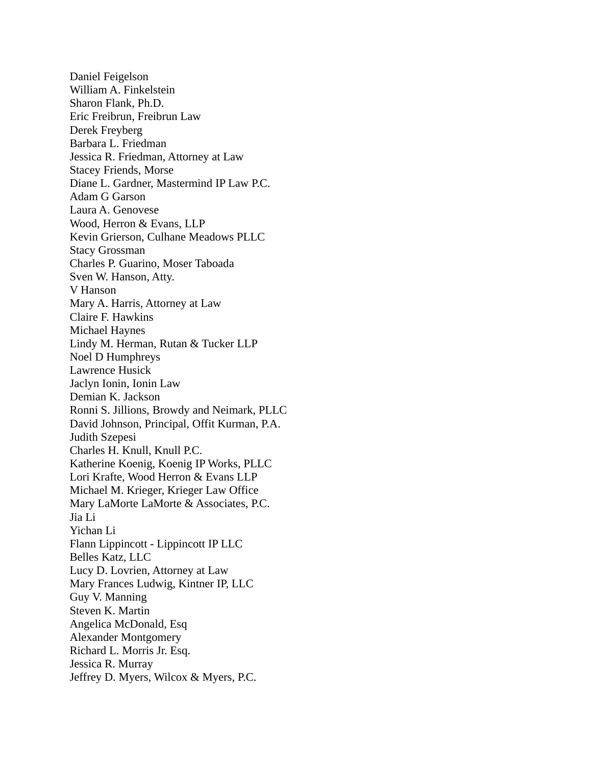Daniel Feigelson  
William A. Finkelstein  
Sharon Flank, Ph.D.  
Eric Freibrun, Freibrun Law  
Derek Freyberg  
Barbara L. Friedman  
Jessica R. Friedman, Attorney at Law  
Stacey Friends, Morse  
Diane L. Gardner, Mastermind IP Law P.C.  
Adam G Garson  
Laura A. Genovese  
Wood, Herron & Evans, LLP  
Kevin Grierson, Culhane Meadows PLLC  
Stacy Grossman  
Charles P. Guarino, Moser Taboada  
Sven W. Hanson, Atty.  
V Hanson  
Mary A. Harris, Attorney at Law  
Claire F. Hawkins  
Michael Haynes  
Lindy M. Herman, Rutan & Tucker LLP  
Noel D Humphreys  
Lawrence Husick  
Jaclyn Ionin, Ionin Law  
Demian K. Jackson  
Ronni S. Jillions, Browdy and Neimark, PLLC  
David Johnson, Principal, Offit Kurman, P.A.  
Judith Szepesi  
Charles H. Knull, Knull P.C.  
Katherine Koenig, Koenig IP Works, PLLC  
Lori Krafte, Wood Herron & Evans LLP  
Michael M. Krieger, Krieger Law Office  
Mary LaMorte LaMorte & Associates, P.C.  
Jia Li  
Yichan Li  
Flann Lippincott - Lippincott IP LLC  
Belles Katz, LLC  
Lucy D. Lovrien, Attorney at Law  
Mary Frances Ludwig, Kintner IP, LLC  
Guy V. Manning  
Steven K. Martin  
Angelica McDonald, Esq  
Alexander Montgomery  
Richard L. Morris Jr. Esq.  
Jessica R. Murray  
Jeffrey D. Myers, Wilcox & Myers, P.C.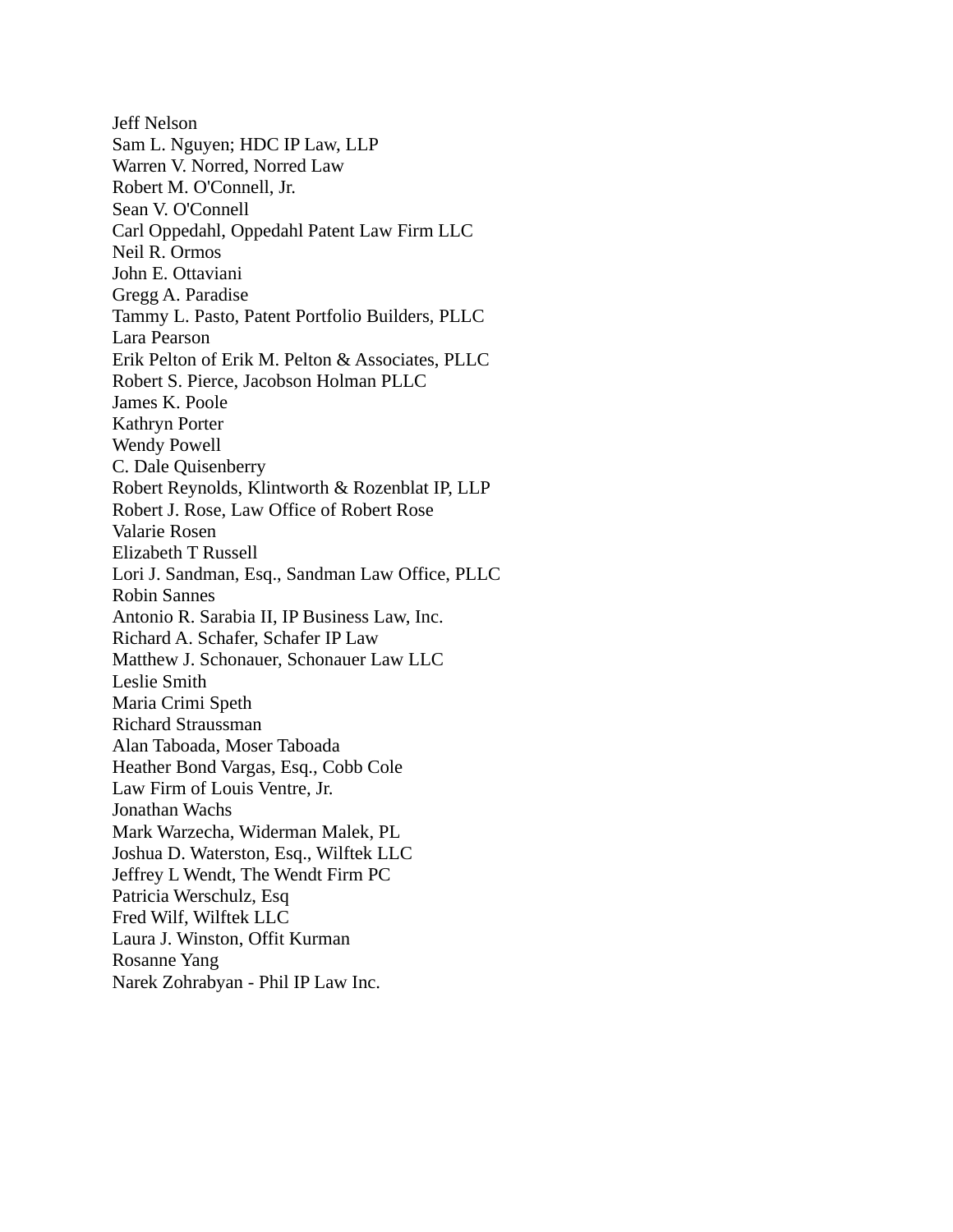Jeff Nelson
Sam L. Nguyen; HDC IP Law, LLP
Warren V. Norred, Norred Law
Robert M. O'Connell, Jr.
Sean V. O'Connell
Carl Oppedahl, Oppedahl Patent Law Firm LLC
Neil R. Ormos
John E. Ottaviani
Gregg A. Paradise
Tammy L. Pasto, Patent Portfolio Builders, PLLC
Lara Pearson
Erik Pelton of Erik M. Pelton & Associates, PLLC
Robert S. Pierce, Jacobson Holman PLLC
James K. Poole
Kathryn Porter
Wendy Powell
C. Dale Quisenberry
Robert Reynolds, Klintworth & Rozenblat IP, LLP
Robert J. Rose, Law Office of Robert Rose
Valarie Rosen
Elizabeth T Russell
Lori J. Sandman, Esq., Sandman Law Office, PLLC
Robin Sannes
Antonio R. Sarabia II, IP Business Law, Inc.
Richard A. Schafer, Schafer IP Law
Matthew J. Schonauer, Schonauer Law LLC
Leslie Smith
Maria Crimi Speth
Richard Straussman
Alan Taboada, Moser Taboada
Heather Bond Vargas, Esq., Cobb Cole
Law Firm of Louis Ventre, Jr.
Jonathan Wachs
Mark Warzecha, Widerman Malek, PL
Joshua D. Waterston, Esq., Wilftek LLC
Jeffrey L Wendt, The Wendt Firm PC
Patricia Werschulz, Esq
Fred Wilf, Wilftek LLC
Laura J. Winston, Offit Kurman
Rosanne Yang
Narek Zohrabyan - Phil IP Law Inc.